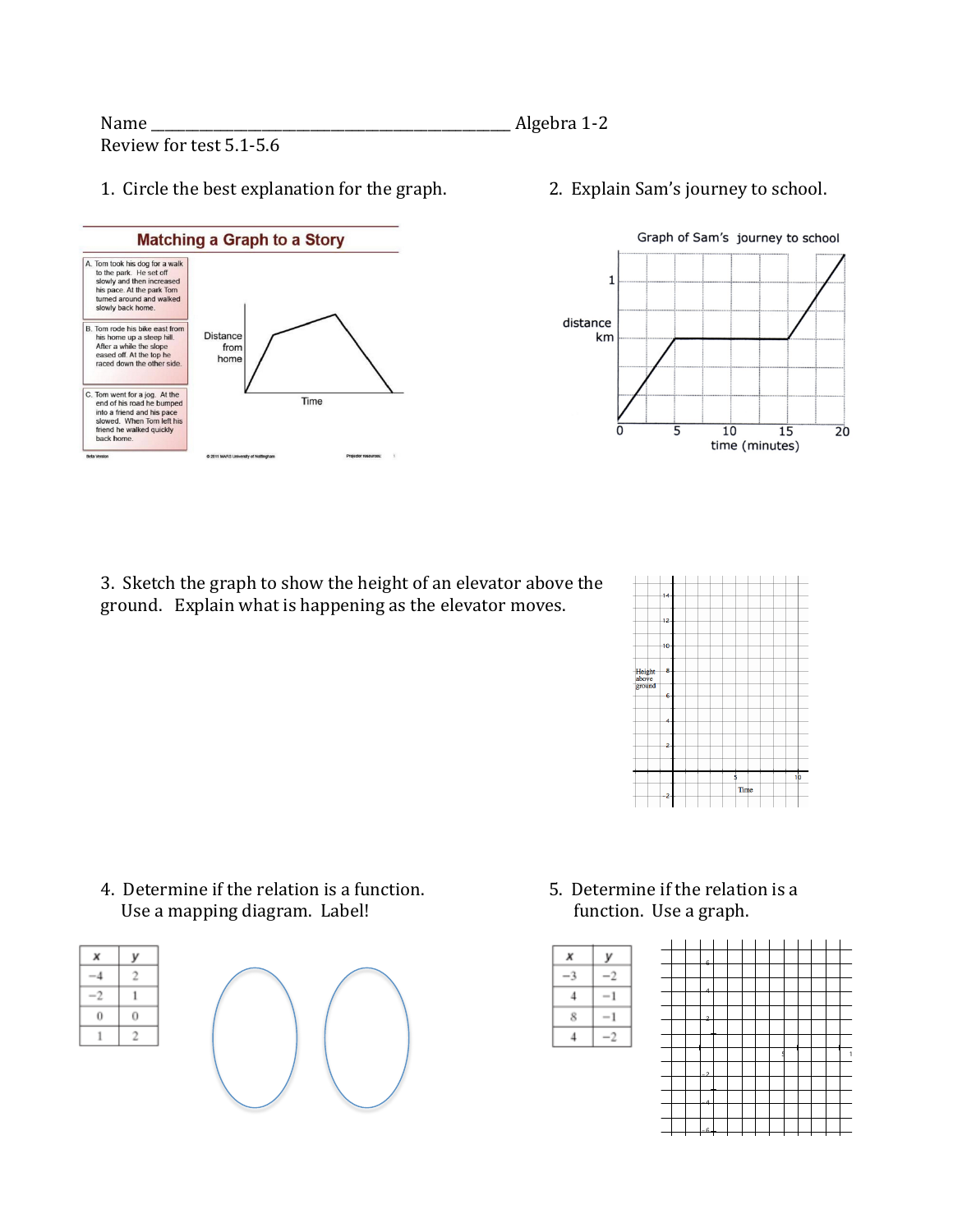Name ______________________________________________ Algebra 1-2

Review for test 5.1-5.6

1. Circle the best explanation for the graph.

**Matching a Graph to a Story**

A. Tom took his dog for a walk to the park. He set off slowly and then increased his pace. At the park Tom turned around and walked slowly back home.

B. Tom rode his bike east from his home up a steep hill. After a while the slope eased off. At the top he raced down the other side.

C. Tom went for a jog. At the end of his road he bumped into a friend and his pace slowed. When Tom left his friend he walked quickly back home.

2. Explain Sam's journey to school.

Graph of Sam's journey to school

3. Sketch the graph to show the height of an elevator above the ground. Explain what is happening as the elevator moves.

4. Determine if the relation is a function. Use a mapping diagram. Label!

| $x$ | $y$ |
|---|---|
| −4 | 2 |
| −2 | 1 |
| 0 | 0 |
| 1 | 2 |

5. Determine if the relation is a function. Use a graph.

| $x$ | $y$ |
|---|---|
| −3 | −2 |
| 4 | −1 |
| 8 | −1 |
| 4 | −2 |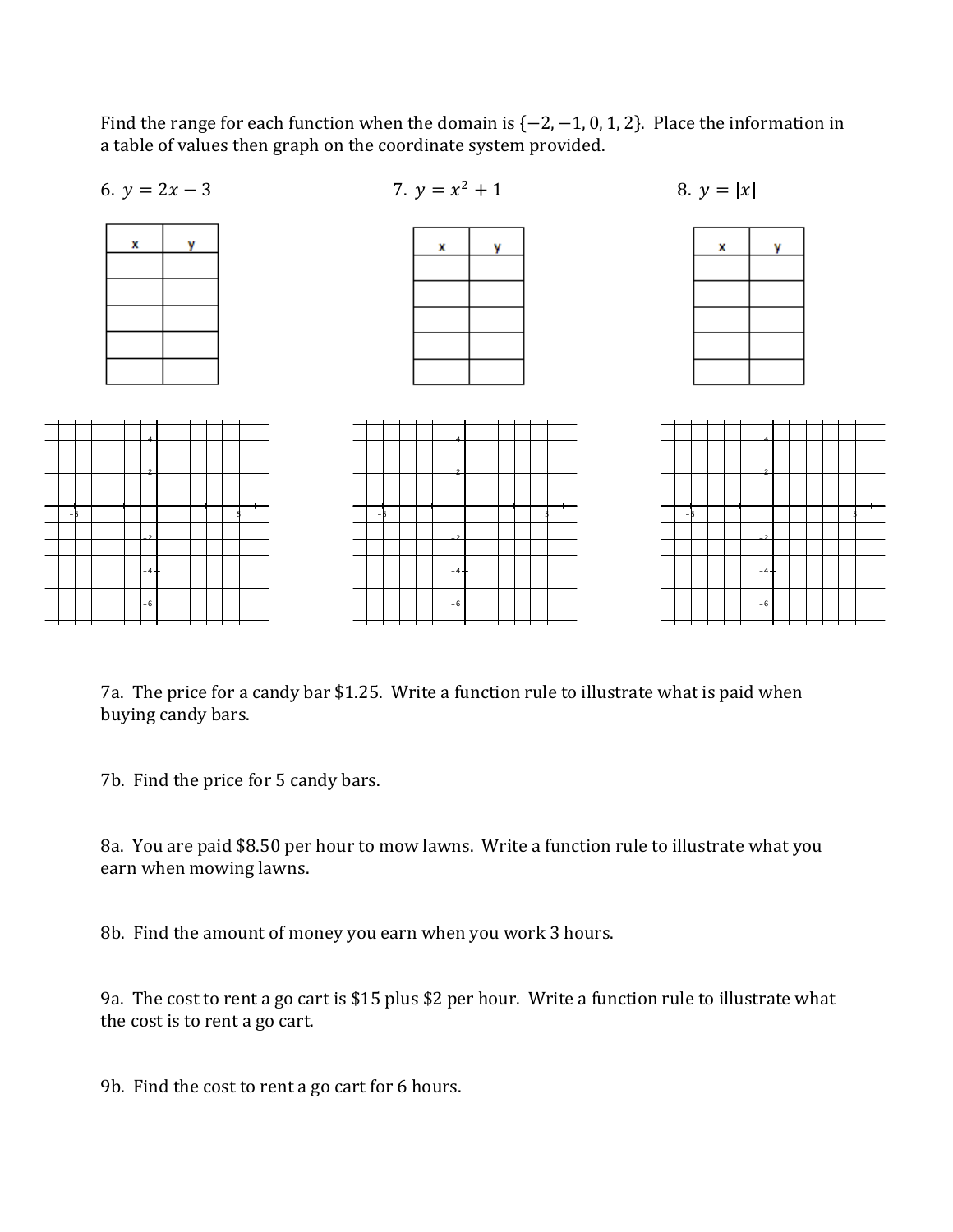Find the range for each function when the domain is $\{-2, -1, 0, 1, 2\}$. Place the information in a table of values then graph on the coordinate system provided.

6. $y = 2x - 3$

| x | y |
|---|---|
| | |
| | |
| | |
| | |
| | |

7. $y = x^2 + 1$

| x | y |
|---|---|
| | |
| | |
| | |
| | |
| | |

8. $y = |x|$

| x | y |
|---|---|
| | |
| | |
| | |
| | |
| | |

7a. The price for a candy bar $1.25. Write a function rule to illustrate what is paid when buying candy bars.

7b. Find the price for 5 candy bars.

8a. You are paid $8.50 per hour to mow lawns. Write a function rule to illustrate what you earn when mowing lawns.

8b. Find the amount of money you earn when you work 3 hours.

9a. The cost to rent a go cart is $15 plus $2 per hour. Write a function rule to illustrate what the cost is to rent a go cart.

9b. Find the cost to rent a go cart for 6 hours.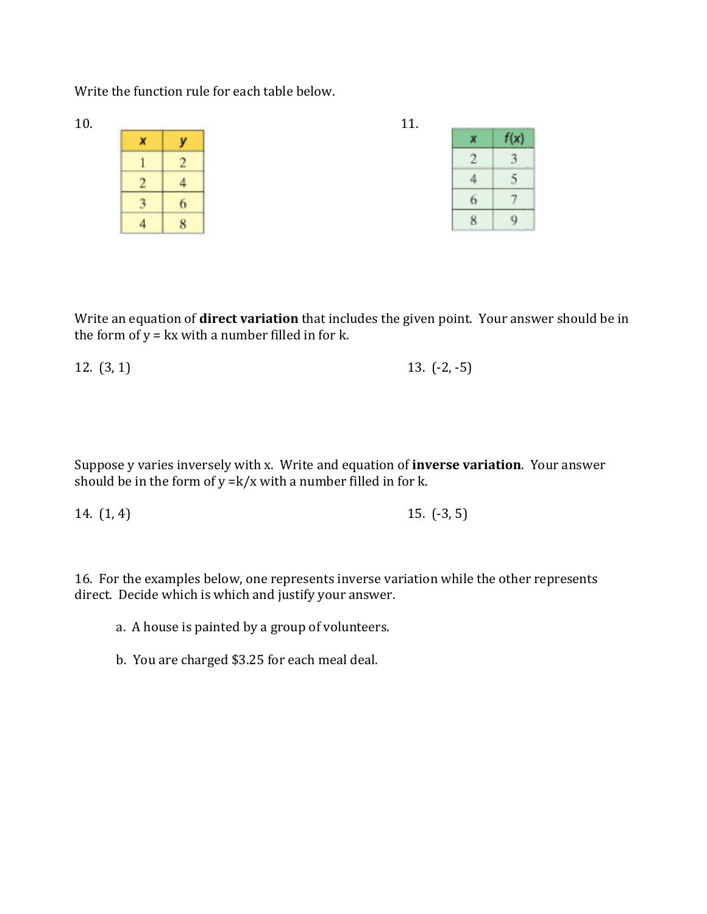Write the function rule for each table below.

10.

| x | y |
|---|---|
| 1 | 2 |
| 2 | 4 |
| 3 | 6 |
| 4 | 8 |

11.

| x | f(x) |
|---|---|
| 2 | 3 |
| 4 | 5 |
| 6 | 7 |
| 8 | 9 |

Write an equation of **direct variation** that includes the given point. Your answer should be in the form of y = kx with a number filled in for k.

12. (3, 1)

13. (-2, -5)

Suppose y varies inversely with x. Write and equation of **inverse variation**. Your answer should be in the form of y =k/x with a number filled in for k.

14. (1, 4)

15. (-3, 5)

16. For the examples below, one represents inverse variation while the other represents direct. Decide which is which and justify your answer.

a. A house is painted by a group of volunteers.

b. You are charged $3.25 for each meal deal.